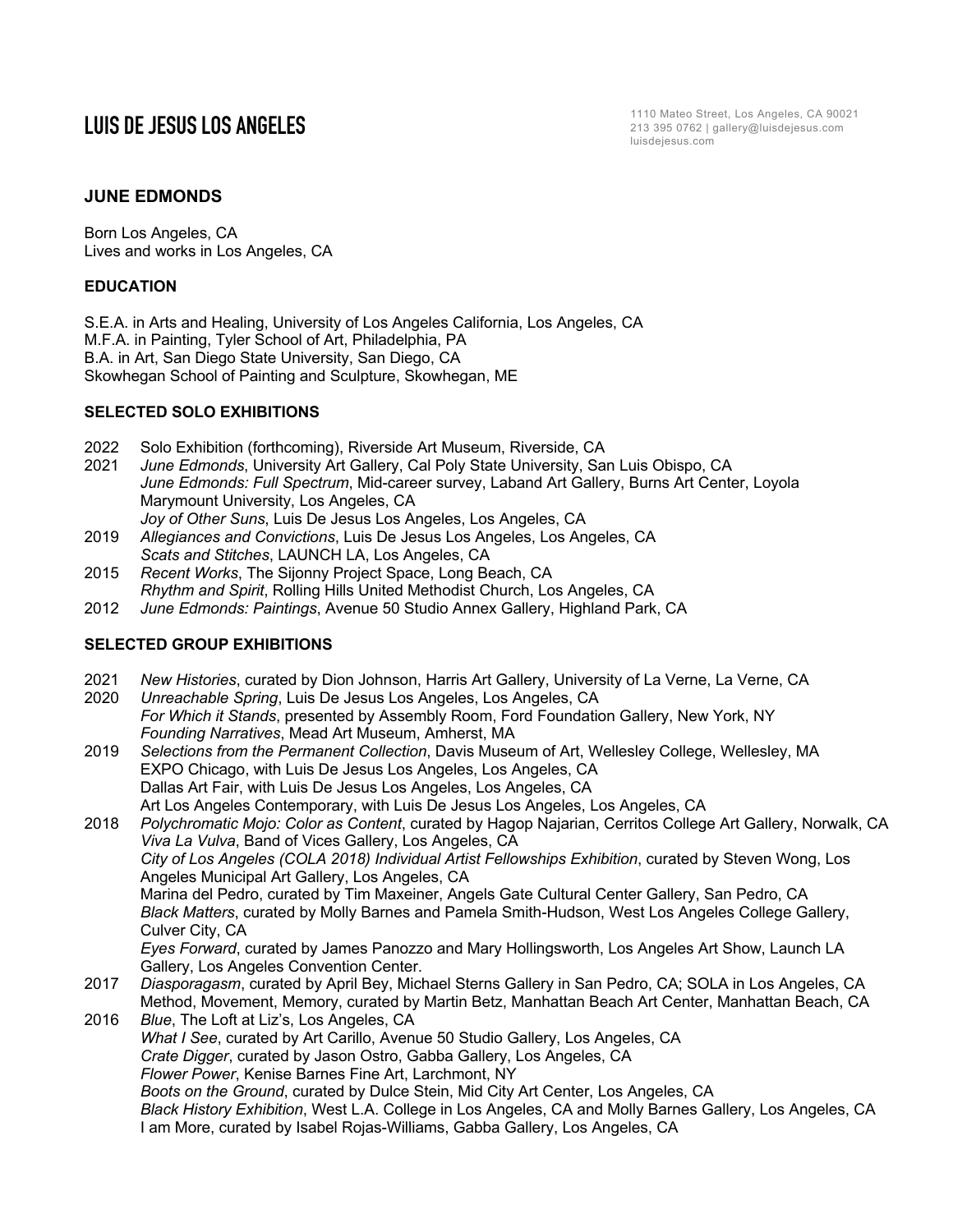# LUIS DE JESUS LOS ANGELES

1110 Mateo Street, Los Angeles, CA 90021
213 395 0762 | gallery@luisdejesus.com
luisdejesus.com

## JUNE EDMONDS

Born Los Angeles, CA
Lives and works in Los Angeles, CA

### EDUCATION

S.E.A. in Arts and Healing, University of Los Angeles California, Los Angeles, CA
M.F.A. in Painting, Tyler School of Art, Philadelphia, PA
B.A. in Art, San Diego State University, San Diego, CA
Skowhegan School of Painting and Sculpture, Skowhegan, ME

### SELECTED SOLO EXHIBITIONS

2022 Solo Exhibition (forthcoming), Riverside Art Museum, Riverside, CA
2021 *June Edmonds*, University Art Gallery, Cal Poly State University, San Luis Obispo, CA
*June Edmonds: Full Spectrum*, Mid-career survey, Laband Art Gallery, Burns Art Center, Loyola Marymount University, Los Angeles, CA
*Joy of Other Suns*, Luis De Jesus Los Angeles, Los Angeles, CA
2019 *Allegiances and Convictions*, Luis De Jesus Los Angeles, Los Angeles, CA
*Scats and Stitches*, LAUNCH LA, Los Angeles, CA
2015 *Recent Works*, The Sijonny Project Space, Long Beach, CA
*Rhythm and Spirit*, Rolling Hills United Methodist Church, Los Angeles, CA
2012 *June Edmonds: Paintings*, Avenue 50 Studio Annex Gallery, Highland Park, CA

### SELECTED GROUP EXHIBITIONS

2021 *New Histories*, curated by Dion Johnson, Harris Art Gallery, University of La Verne, La Verne, CA
2020 *Unreachable Spring*, Luis De Jesus Los Angeles, Los Angeles, CA
*For Which it Stands*, presented by Assembly Room, Ford Foundation Gallery, New York, NY
*Founding Narratives*, Mead Art Museum, Amherst, MA
2019 *Selections from the Permanent Collection*, Davis Museum of Art, Wellesley College, Wellesley, MA
EXPO Chicago, with Luis De Jesus Los Angeles, Los Angeles, CA
Dallas Art Fair, with Luis De Jesus Los Angeles, Los Angeles, CA
Art Los Angeles Contemporary, with Luis De Jesus Los Angeles, Los Angeles, CA
2018 *Polychromatic Mojo: Color as Content*, curated by Hagop Najarian, Cerritos College Art Gallery, Norwalk, CA
*Viva La Vulva*, Band of Vices Gallery, Los Angeles, CA
*City of Los Angeles (COLA 2018) Individual Artist Fellowships Exhibition*, curated by Steven Wong, Los Angeles Municipal Art Gallery, Los Angeles, CA
Marina del Pedro, curated by Tim Maxeiner, Angels Gate Cultural Center Gallery, San Pedro, CA
*Black Matters*, curated by Molly Barnes and Pamela Smith-Hudson, West Los Angeles College Gallery, Culver City, CA
*Eyes Forward*, curated by James Panozzo and Mary Hollingsworth, Los Angeles Art Show, Launch LA Gallery, Los Angeles Convention Center.
2017 *Diasporagasm*, curated by April Bey, Michael Sterns Gallery in San Pedro, CA; SOLA in Los Angeles, CA
Method, Movement, Memory, curated by Martin Betz, Manhattan Beach Art Center, Manhattan Beach, CA
2016 *Blue*, The Loft at Liz's, Los Angeles, CA
*What I See*, curated by Art Carillo, Avenue 50 Studio Gallery, Los Angeles, CA
*Crate Digger*, curated by Jason Ostro, Gabba Gallery, Los Angeles, CA
*Flower Power*, Kenise Barnes Fine Art, Larchmont, NY
*Boots on the Ground*, curated by Dulce Stein, Mid City Art Center, Los Angeles, CA
*Black History Exhibition*, West L.A. College in Los Angeles, CA and Molly Barnes Gallery, Los Angeles, CA
I am More, curated by Isabel Rojas-Williams, Gabba Gallery, Los Angeles, CA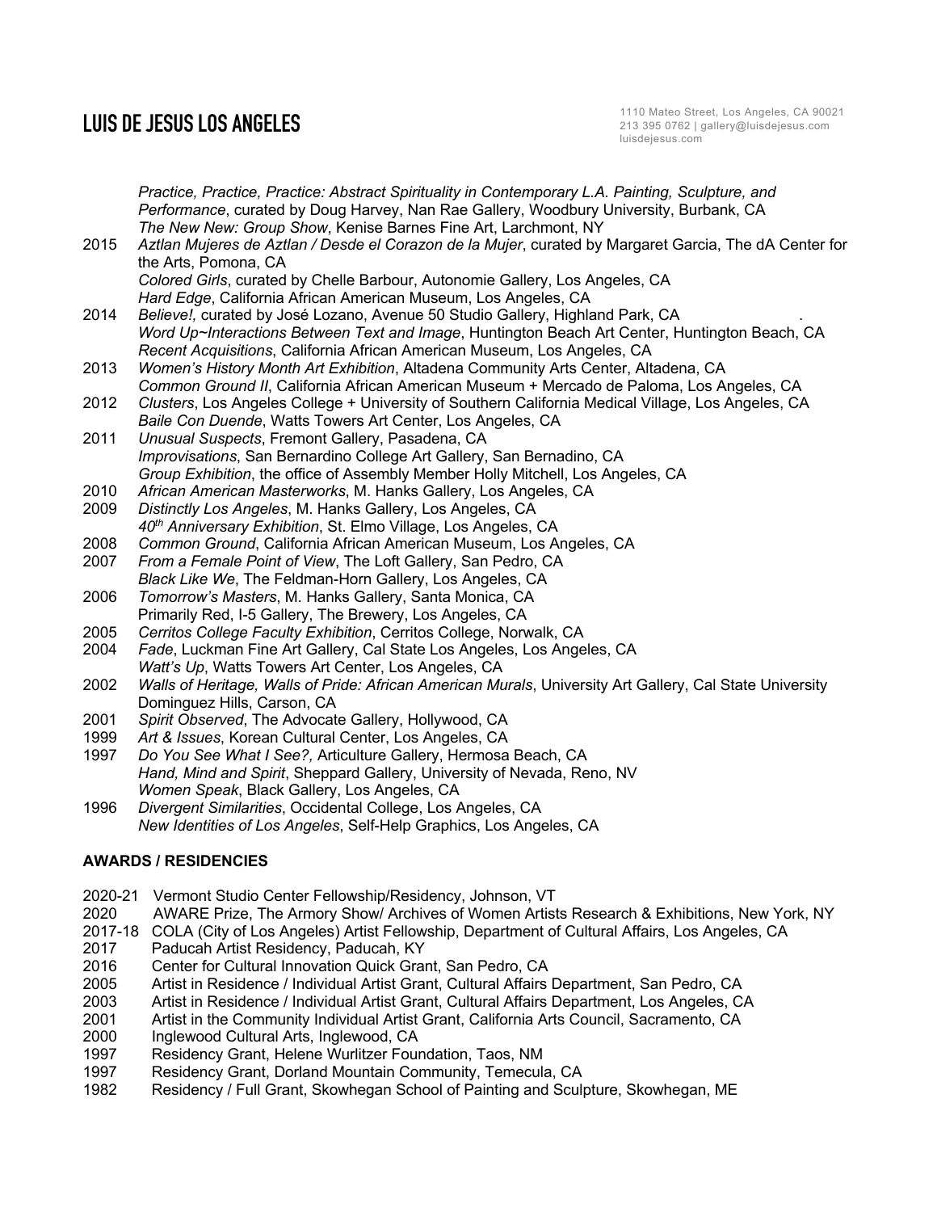*Practice, Practice, Practice: Abstract Spirituality in Contemporary L.A. Painting, Sculpture, and Performance*, curated by Doug Harvey, Nan Rae Gallery, Woodbury University, Burbank, CA
*The New New: Group Show*, Kenise Barnes Fine Art, Larchmont, NY

2015 *Aztlan Mujeres de Aztlan / Desde el Corazon de la Mujer*, curated by Margaret Garcia, The dA Center for the Arts, Pomona, CA
*Colored Girls*, curated by Chelle Barbour, Autonomie Gallery, Los Angeles, CA
*Hard Edge*, California African American Museum, Los Angeles, CA

2014 *Believe!,* curated by José Lozano, Avenue 50 Studio Gallery, Highland Park, CA .
*Word Up~Interactions Between Text and Image*, Huntington Beach Art Center, Huntington Beach, CA
*Recent Acquisitions*, California African American Museum, Los Angeles, CA

2013 *Women's History Month Art Exhibition*, Altadena Community Arts Center, Altadena, CA
*Common Ground II*, California African American Museum + Mercado de Paloma, Los Angeles, CA

2012 *Clusters*, Los Angeles College + University of Southern California Medical Village, Los Angeles, CA
*Baile Con Duende*, Watts Towers Art Center, Los Angeles, CA

2011 *Unusual Suspects*, Fremont Gallery, Pasadena, CA
*Improvisations*, San Bernardino College Art Gallery, San Bernadino, CA
*Group Exhibition*, the office of Assembly Member Holly Mitchell, Los Angeles, CA

2010 *African American Masterworks*, M. Hanks Gallery, Los Angeles, CA

2009 *Distinctly Los Angeles*, M. Hanks Gallery, Los Angeles, CA
*40th Anniversary Exhibition*, St. Elmo Village, Los Angeles, CA

2008 *Common Ground*, California African American Museum, Los Angeles, CA

2007 *From a Female Point of View*, The Loft Gallery, San Pedro, CA
*Black Like We*, The Feldman-Horn Gallery, Los Angeles, CA

2006 *Tomorrow's Masters*, M. Hanks Gallery, Santa Monica, CA
Primarily Red, I-5 Gallery, The Brewery, Los Angeles, CA

2005 *Cerritos College Faculty Exhibition*, Cerritos College, Norwalk, CA

2004 *Fade*, Luckman Fine Art Gallery, Cal State Los Angeles, Los Angeles, CA
*Watt's Up*, Watts Towers Art Center, Los Angeles, CA

2002 *Walls of Heritage, Walls of Pride: African American Murals*, University Art Gallery, Cal State University Dominguez Hills, Carson, CA

2001 *Spirit Observed*, The Advocate Gallery, Hollywood, CA

1999 *Art & Issues*, Korean Cultural Center, Los Angeles, CA

1997 *Do You See What I See?,* Articulture Gallery, Hermosa Beach, CA
*Hand, Mind and Spirit*, Sheppard Gallery, University of Nevada, Reno, NV
*Women Speak*, Black Gallery, Los Angeles, CA

1996 *Divergent Similarities*, Occidental College, Los Angeles, CA
*New Identities of Los Angeles*, Self-Help Graphics, Los Angeles, CA

**AWARDS / RESIDENCIES**

2020-21 Vermont Studio Center Fellowship/Residency, Johnson, VT
2020 AWARE Prize, The Armory Show/ Archives of Women Artists Research & Exhibitions, New York, NY
2017-18 COLA (City of Los Angeles) Artist Fellowship, Department of Cultural Affairs, Los Angeles, CA
2017 Paducah Artist Residency, Paducah, KY
2016 Center for Cultural Innovation Quick Grant, San Pedro, CA
2005 Artist in Residence / Individual Artist Grant, Cultural Affairs Department, San Pedro, CA
2003 Artist in Residence / Individual Artist Grant, Cultural Affairs Department, Los Angeles, CA
2001 Artist in the Community Individual Artist Grant, California Arts Council, Sacramento, CA
2000 Inglewood Cultural Arts, Inglewood, CA
1997 Residency Grant, Helene Wurlitzer Foundation, Taos, NM
1997 Residency Grant, Dorland Mountain Community, Temecula, CA
1982 Residency / Full Grant, Skowhegan School of Painting and Sculpture, Skowhegan, ME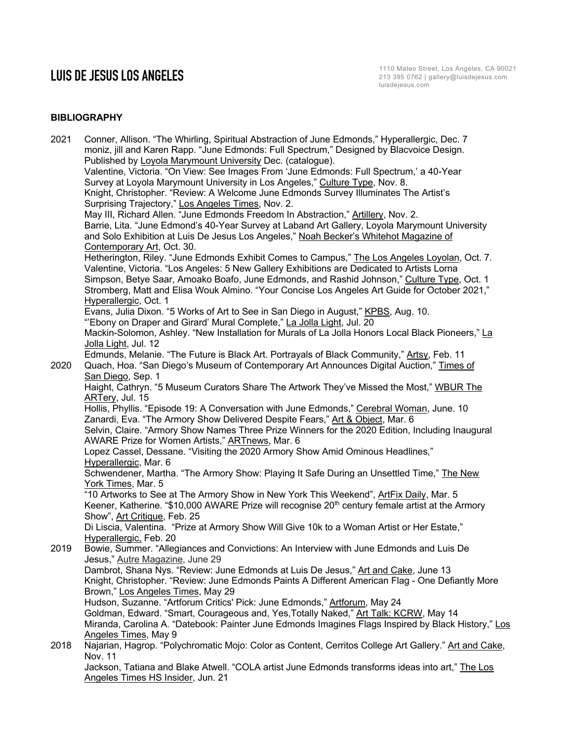# LUIS DE JESUS LOS ANGELES

1110 Mateo Street, Los Angeles, CA 90021
213 395 0762 | gallery@luisdejesus.com
luisdejesus.com

**BIBLIOGRAPHY**

2021 Conner, Allison. "The Whirling, Spiritual Abstraction of June Edmonds," Hyperallergic, Dec. 7
moniz, jill and Karen Rapp. "June Edmonds: Full Spectrum," Designed by Blacvoice Design. Published by Loyola Marymount University Dec. (catalogue).
Valentine, Victoria. "On View: See Images From 'June Edmonds: Full Spectrum,' a 40-Year Survey at Loyola Marymount University in Los Angeles," Culture Type, Nov. 8.
Knight, Christopher. "Review: A Welcome June Edmonds Survey Illuminates The Artist's Surprising Trajectory," Los Angeles Times, Nov. 2.
May III, Richard Allen. "June Edmonds Freedom In Abstraction," Artillery, Nov. 2.
Barrie, Lita. "June Edmond's 40-Year Survey at Laband Art Gallery, Loyola Marymount University and Solo Exhibition at Luis De Jesus Los Angeles," Noah Becker's Whitehot Magazine of Contemporary Art, Oct. 30.
Hetherington, Riley. "June Edmonds Exhibit Comes to Campus," The Los Angeles Loyolan, Oct. 7.
Valentine, Victoria. "Los Angeles: 5 New Gallery Exhibitions are Dedicated to Artists Lorna Simpson, Betye Saar, Amoako Boafo, June Edmonds, and Rashid Johnson," Culture Type, Oct. 1
Stromberg, Matt and Elisa Wouk Almino. "Your Concise Los Angeles Art Guide for October 2021," Hyperallergic, Oct. 1
Evans, Julia Dixon. "5 Works of Art to See in San Diego in August," KPBS, Aug. 10.
"'Ebony on Draper and Girard' Mural Complete," La Jolla Light, Jul. 20
Mackin-Solomon, Ashley. "New Installation for Murals of La Jolla Honors Local Black Pioneers," La Jolla Light, Jul. 12
Edmunds, Melanie. "The Future is Black Art. Portrayals of Black Community," Artsy, Feb. 11

2020 Quach, Hoa. "San Diego's Museum of Contemporary Art Announces Digital Auction," Times of San Diego, Sep. 1
Haight, Cathryn. "5 Museum Curators Share The Artwork They've Missed the Most," WBUR The ARTery, Jul. 15
Hollis, Phyllis. "Episode 19: A Conversation with June Edmonds," Cerebral Woman, June. 10
Zanardi, Eva. "The Armory Show Delivered Despite Fears," Art & Object, Mar. 6
Selvin, Claire. "Armory Show Names Three Prize Winners for the 2020 Edition, Including Inaugural AWARE Prize for Women Artists," ARTnews, Mar. 6
Lopez Cassel, Dessane. "Visiting the 2020 Armory Show Amid Ominous Headlines," Hyperallergic, Mar. 6
Schwendener, Martha. "The Armory Show: Playing It Safe During an Unsettled Time," The New York Times, Mar. 5
"10 Artworks to See at The Armory Show in New York This Weekend", ArtFix Daily, Mar. 5
Keener, Katherine. "$10,000 AWARE Prize will recognise 20th century female artist at the Armory Show", Art Critique, Feb. 25
Di Liscia, Valentina. "Prize at Armory Show Will Give 10k to a Woman Artist or Her Estate," Hyperallergic, Feb. 20

2019 Bowie, Summer. "Allegiances and Convictions: An Interview with June Edmonds and Luis De Jesus," Autre Magazine, June 29
Dambrot, Shana Nys. "Review: June Edmonds at Luis De Jesus," Art and Cake, June 13
Knight, Christopher. "Review: June Edmonds Paints A Different American Flag - One Defiantly More Brown," Los Angeles Times, May 29
Hudson, Suzanne. "Artforum Critics' Pick: June Edmonds," Artforum, May 24
Goldman, Edward. "Smart, Courageous and, Yes,Totally Naked," Art Talk: KCRW, May 14
Miranda, Carolina A. "Datebook: Painter June Edmonds Imagines Flags Inspired by Black History," Los Angeles Times, May 9

2018 Najarian, Hagrop. "Polychromatic Mojo: Color as Content, Cerritos College Art Gallery." Art and Cake, Nov. 11
Jackson, Tatiana and Blake Atwell. "COLA artist June Edmonds transforms ideas into art," The Los Angeles Times HS Insider, Jun. 21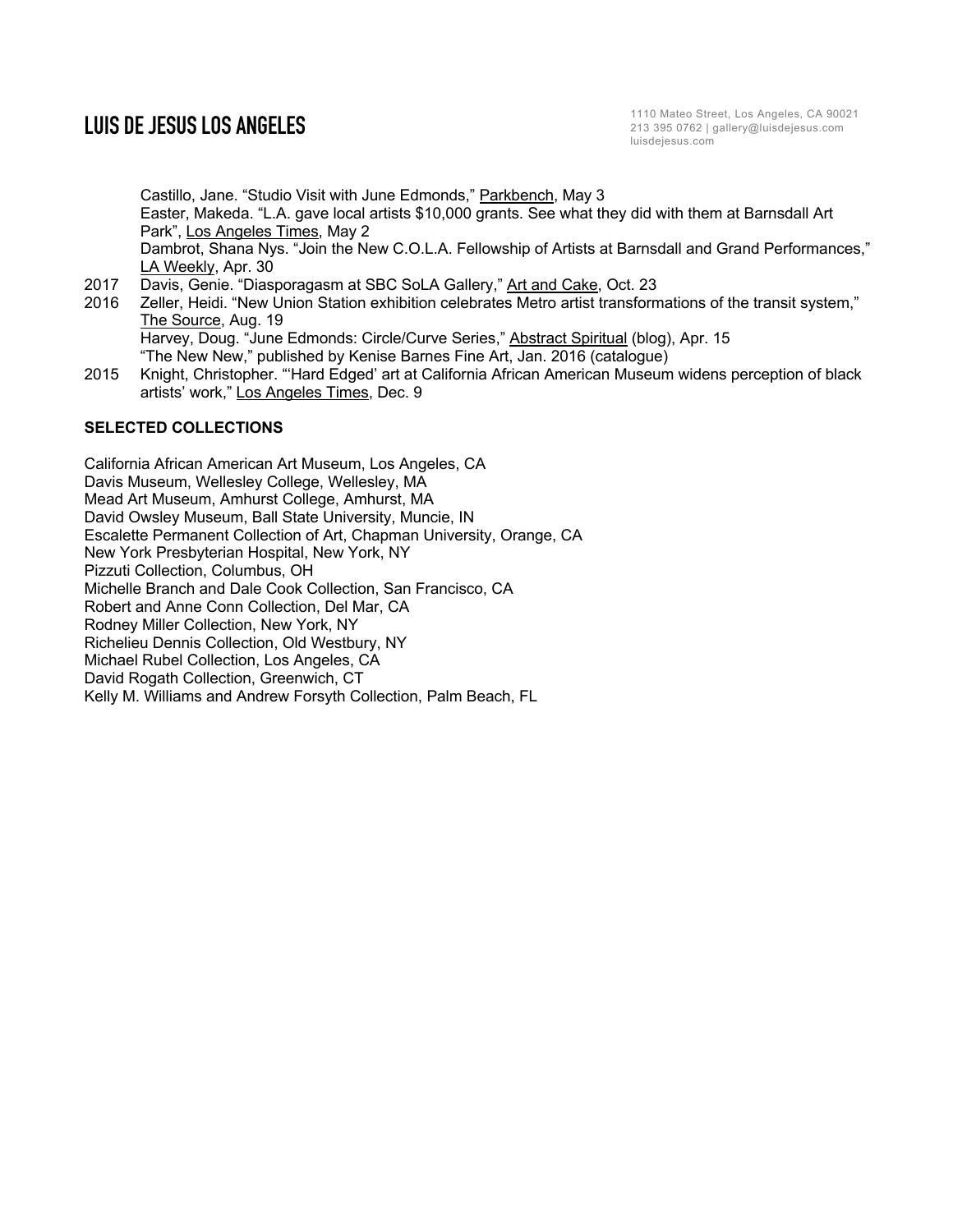Castillo, Jane. “Studio Visit with June Edmonds,” Parkbench, May 3
Easter, Makeda. “L.A. gave local artists $10,000 grants. See what they did with them at Barnsdall Art Park”, Los Angeles Times, May 2
Dambrot, Shana Nys. “Join the New C.O.L.A. Fellowship of Artists at Barnsdall and Grand Performances,” LA Weekly, Apr. 30

2017 Davis, Genie. “Diasporagasm at SBC SoLA Gallery,” Art and Cake, Oct. 23

2016 Zeller, Heidi. “New Union Station exhibition celebrates Metro artist transformations of the transit system,” The Source, Aug. 19
Harvey, Doug. “June Edmonds: Circle/Curve Series,” Abstract Spiritual (blog), Apr. 15
“The New New,” published by Kenise Barnes Fine Art, Jan. 2016 (catalogue)

2015 Knight, Christopher. “‘Hard Edged’ art at California African American Museum widens perception of black artists’ work,” Los Angeles Times, Dec. 9

**SELECTED COLLECTIONS**

California African American Art Museum, Los Angeles, CA
Davis Museum, Wellesley College, Wellesley, MA
Mead Art Museum, Amhurst College, Amhurst, MA
David Owsley Museum, Ball State University, Muncie, IN
Escalette Permanent Collection of Art, Chapman University, Orange, CA
New York Presbyterian Hospital, New York, NY
Pizzuti Collection, Columbus, OH
Michelle Branch and Dale Cook Collection, San Francisco, CA
Robert and Anne Conn Collection, Del Mar, CA
Rodney Miller Collection, New York, NY
Richelieu Dennis Collection, Old Westbury, NY
Michael Rubel Collection, Los Angeles, CA
David Rogath Collection, Greenwich, CT
Kelly M. Williams and Andrew Forsyth Collection, Palm Beach, FL